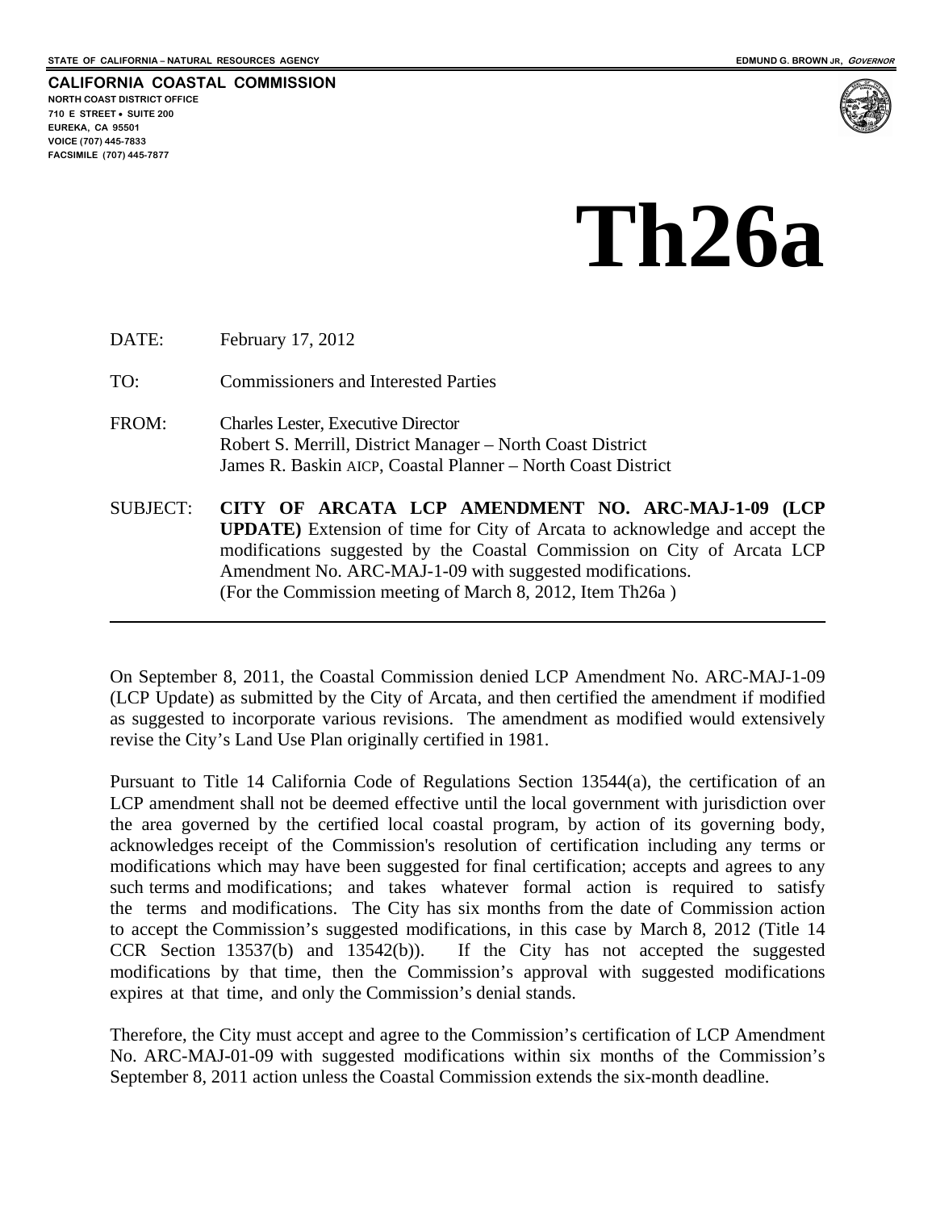STATE OF CALIFORNIA – NATURAL RESOURCES AGENCY

EDMUND G. BROWN JR, *GOVERNOR*

**CALIFORNIA COASTAL COMMISSION**
NORTH COAST DISTRICT OFFICE
710 E STREET • SUITE 200
EUREKA, CA 95501
VOICE (707) 445-7833
FACSIMILE (707) 445-7877

# Th26a

DATE: February 17, 2012

TO: Commissioners and Interested Parties

FROM: Charles Lester, Executive Director
Robert S. Merrill, District Manager – North Coast District
James R. Baskin AICP, Coastal Planner – North Coast District

SUBJECT: **CITY OF ARCATA LCP AMENDMENT NO. ARC-MAJ-1-09 (LCP UPDATE)** Extension of time for City of Arcata to acknowledge and accept the modifications suggested by the Coastal Commission on City of Arcata LCP Amendment No. ARC-MAJ-1-09 with suggested modifications.
(For the Commission meeting of March 8, 2012, Item Th26a )

---

On September 8, 2011, the Coastal Commission denied LCP Amendment No. ARC-MAJ-1-09 (LCP Update) as submitted by the City of Arcata, and then certified the amendment if modified as suggested to incorporate various revisions. The amendment as modified would extensively revise the City's Land Use Plan originally certified in 1981.

Pursuant to Title 14 California Code of Regulations Section 13544(a), the certification of an LCP amendment shall not be deemed effective until the local government with jurisdiction over the area governed by the certified local coastal program, by action of its governing body, acknowledges receipt of the Commission's resolution of certification including any terms or modifications which may have been suggested for final certification; accepts and agrees to any such terms and modifications; and takes whatever formal action is required to satisfy the terms and modifications. The City has six months from the date of Commission action to accept the Commission's suggested modifications, in this case by March 8, 2012 (Title 14 CCR Section 13537(b) and 13542(b)). If the City has not accepted the suggested modifications by that time, then the Commission's approval with suggested modifications expires at that time, and only the Commission's denial stands.

Therefore, the City must accept and agree to the Commission's certification of LCP Amendment No. ARC-MAJ-01-09 with suggested modifications within six months of the Commission's September 8, 2011 action unless the Coastal Commission extends the six-month deadline.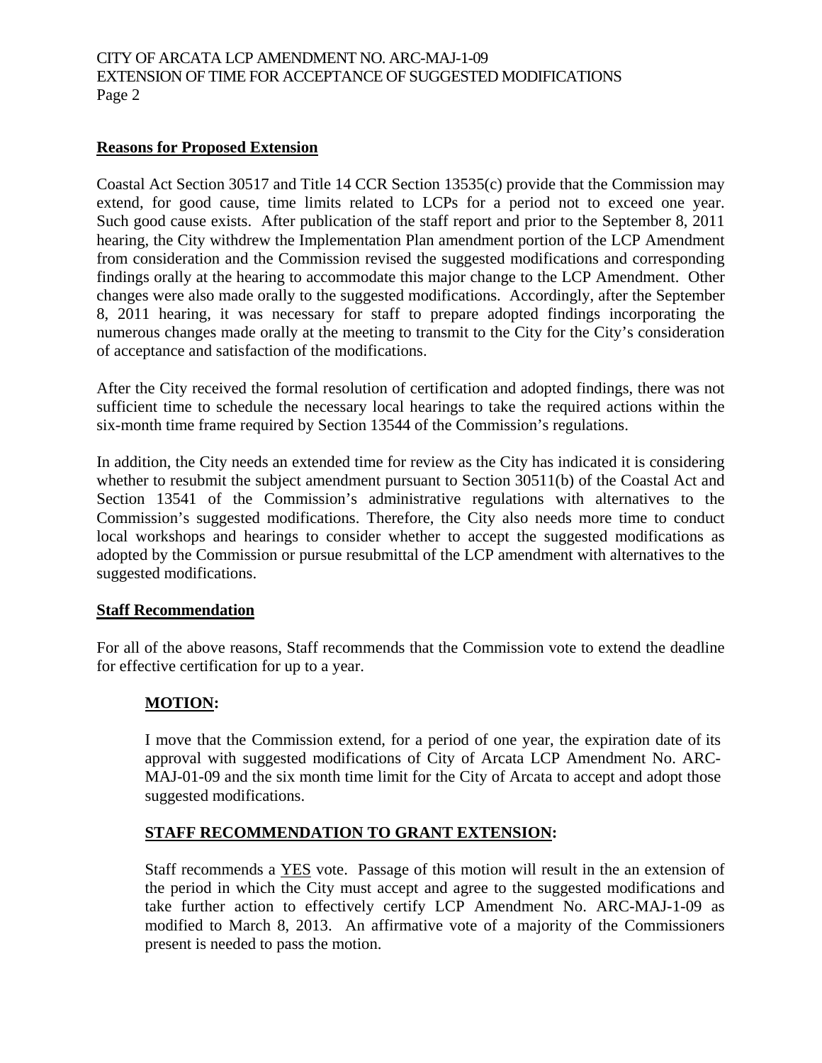**Reasons for Proposed Extension**

Coastal Act Section 30517 and Title 14 CCR Section 13535(c) provide that the Commission may extend, for good cause, time limits related to LCPs for a period not to exceed one year. Such good cause exists. After publication of the staff report and prior to the September 8, 2011 hearing, the City withdrew the Implementation Plan amendment portion of the LCP Amendment from consideration and the Commission revised the suggested modifications and corresponding findings orally at the hearing to accommodate this major change to the LCP Amendment. Other changes were also made orally to the suggested modifications. Accordingly, after the September 8, 2011 hearing, it was necessary for staff to prepare adopted findings incorporating the numerous changes made orally at the meeting to transmit to the City for the City's consideration of acceptance and satisfaction of the modifications.

After the City received the formal resolution of certification and adopted findings, there was not sufficient time to schedule the necessary local hearings to take the required actions within the six-month time frame required by Section 13544 of the Commission's regulations.

In addition, the City needs an extended time for review as the City has indicated it is considering whether to resubmit the subject amendment pursuant to Section 30511(b) of the Coastal Act and Section 13541 of the Commission's administrative regulations with alternatives to the Commission's suggested modifications. Therefore, the City also needs more time to conduct local workshops and hearings to consider whether to accept the suggested modifications as adopted by the Commission or pursue resubmittal of the LCP amendment with alternatives to the suggested modifications.

**Staff Recommendation**

For all of the above reasons, Staff recommends that the Commission vote to extend the deadline for effective certification for up to a year.

**MOTION:**

I move that the Commission extend, for a period of one year, the expiration date of its approval with suggested modifications of City of Arcata LCP Amendment No. ARC-MAJ-01-09 and the six month time limit for the City of Arcata to accept and adopt those suggested modifications.

**STAFF RECOMMENDATION TO GRANT EXTENSION:**

Staff recommends a YES vote. Passage of this motion will result in the an extension of the period in which the City must accept and agree to the suggested modifications and take further action to effectively certify LCP Amendment No. ARC-MAJ-1-09 as modified to March 8, 2013. An affirmative vote of a majority of the Commissioners present is needed to pass the motion.